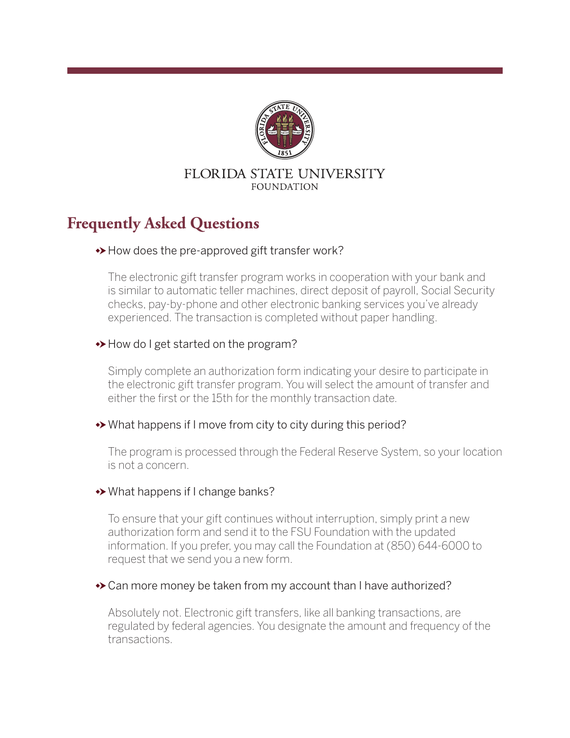FLORIDA STATE UNIVERSITY
FOUNDATION

# Frequently Asked Questions

### How does the pre-approved gift transfer work?

The electronic gift transfer program works in cooperation with your bank and is similar to automatic teller machines, direct deposit of payroll, Social Security checks, pay-by-phone and other electronic banking services you've already experienced. The transaction is completed without paper handling.

### How do I get started on the program?

Simply complete an authorization form indicating your desire to participate in the electronic gift transfer program. You will select the amount of transfer and either the first or the 15th for the monthly transaction date.

### What happens if I move from city to city during this period?

The program is processed through the Federal Reserve System, so your location is not a concern.

### What happens if I change banks?

To ensure that your gift continues without interruption, simply print a new authorization form and send it to the FSU Foundation with the updated information. If you prefer, you may call the Foundation at (850) 644-6000 to request that we send you a new form.

### Can more money be taken from my account than I have authorized?

Absolutely not. Electronic gift transfers, like all banking transactions, are regulated by federal agencies. You designate the amount and frequency of the transactions.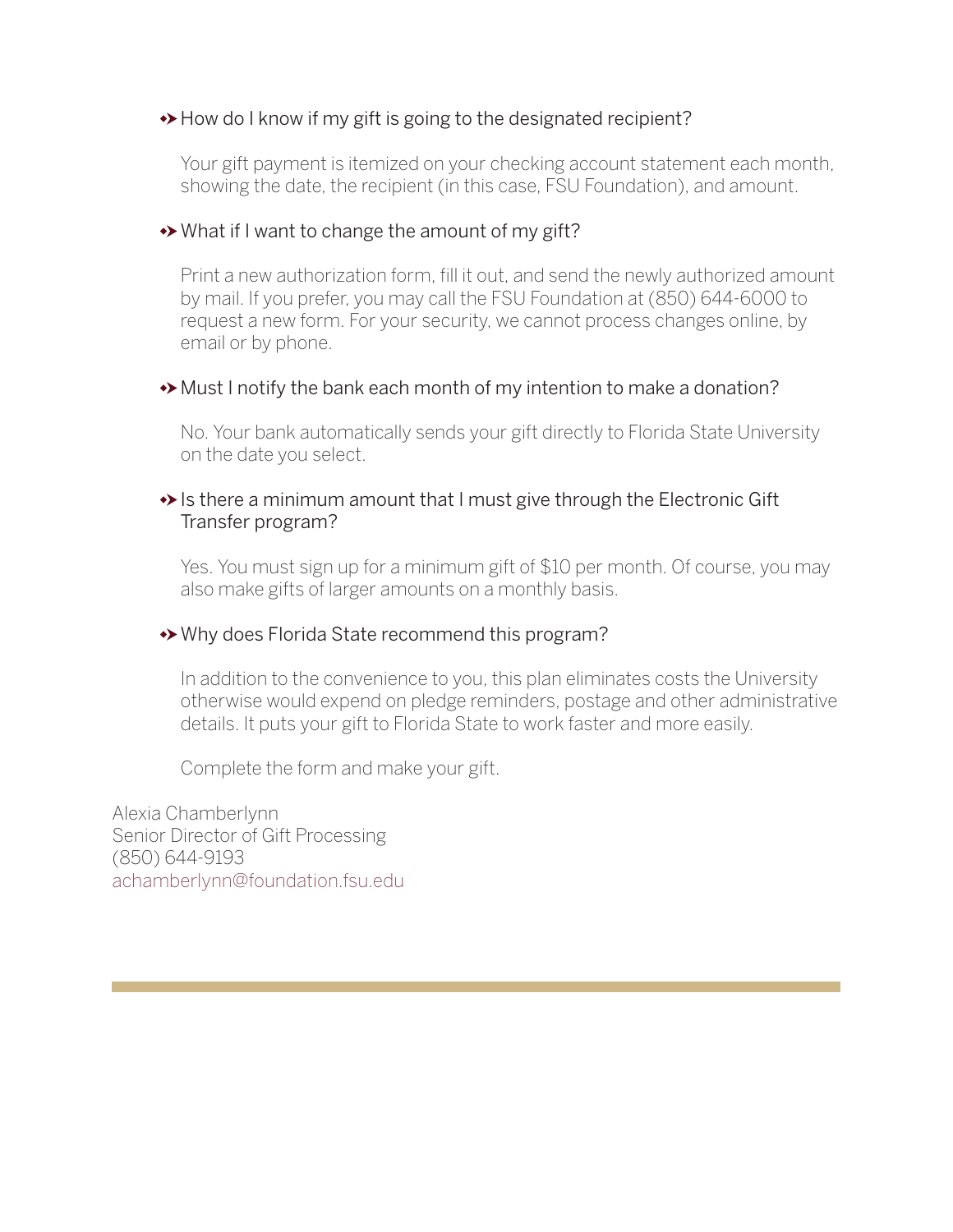### How do I know if my gift is going to the designated recipient?

Your gift payment is itemized on your checking account statement each month, showing the date, the recipient (in this case, FSU Foundation), and amount.

### What if I want to change the amount of my gift?

Print a new authorization form, fill it out, and send the newly authorized amount by mail. If you prefer, you may call the FSU Foundation at (850) 644-6000 to request a new form. For your security, we cannot process changes online, by email or by phone.

### Must I notify the bank each month of my intention to make a donation?

No. Your bank automatically sends your gift directly to Florida State University on the date you select.

### Is there a minimum amount that I must give through the Electronic Gift Transfer program?

Yes. You must sign up for a minimum gift of $10 per month. Of course, you may also make gifts of larger amounts on a monthly basis.

### Why does Florida State recommend this program?

In addition to the convenience to you, this plan eliminates costs the University otherwise would expend on pledge reminders, postage and other administrative details. It puts your gift to Florida State to work faster and more easily.

Complete the form and make your gift.

Alexia Chamberlynn
Senior Director of Gift Processing
(850) 644-9193
achamberlynn@foundation.fsu.edu